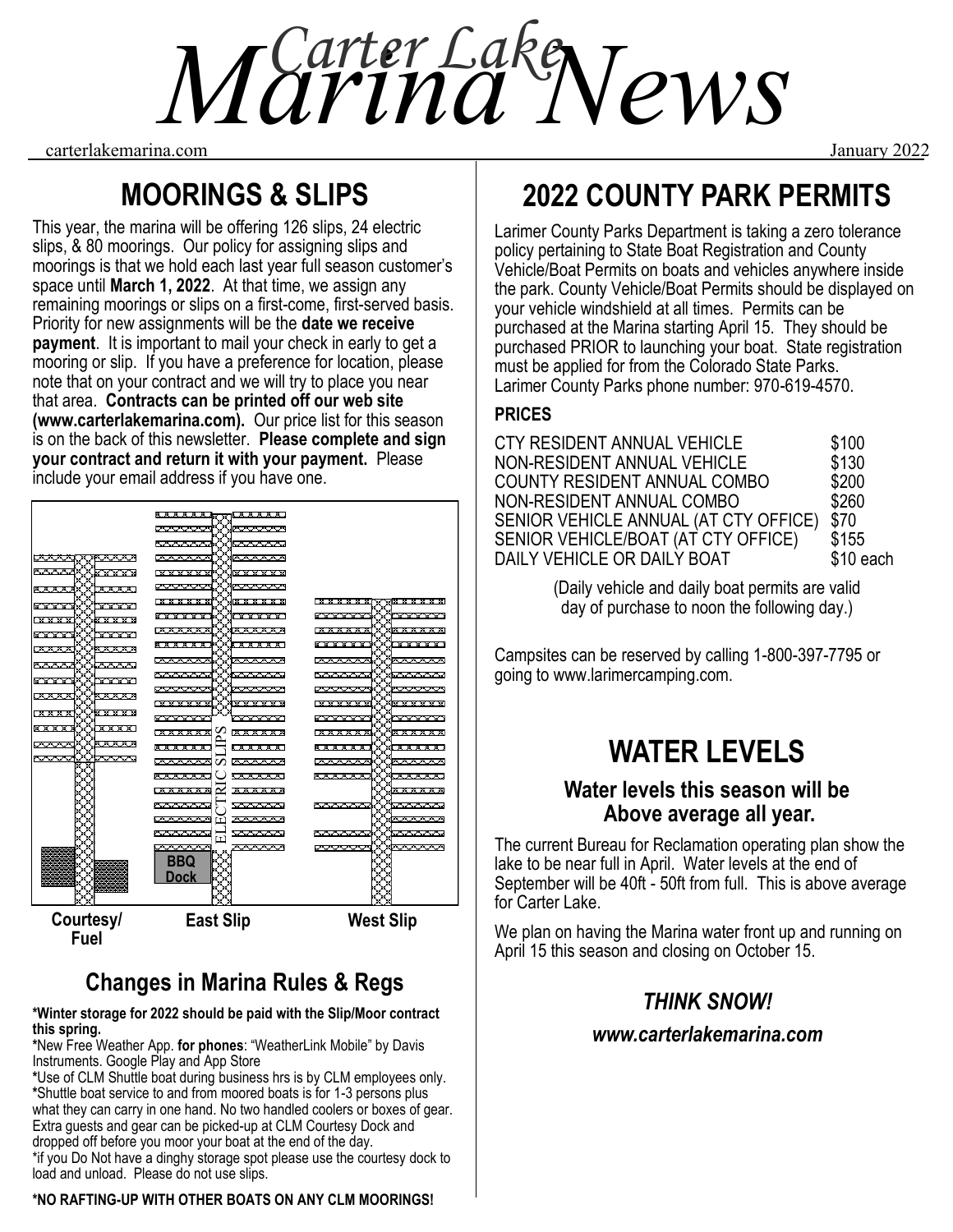# Carter Lake Marina News

carterlakemarina.com January 2022

## MOORINGS & SLIPS

This year, the marina will be offering 126 slips, 24 electric slips, & 80 moorings. Our policy for assigning slips and moorings is that we hold each last year full season customer's space until **March 1, 2022**. At that time, we assign any remaining moorings or slips on a first-come, first-served basis. Priority for new assignments will be the **date we receive payment**. It is important to mail your check in early to get a mooring or slip. If you have a preference for location, please note that on your contract and we will try to place you near that area. **Contracts can be printed off our web site (www.carterlakemarina.com).** Our price list for this season is on the back of this newsletter. **Please complete and sign your contract and return it with your payment.** Please include your email address if you have one.

ELECTRIC SLIPS

BBQ Dock

Courtesy/ Fuel East Slip West Slip

### Changes in Marina Rules & Regs

**\*Winter storage for 2022 should be paid with the Slip/Moor contract this spring.**

**\***New Free Weather App. **for phones**: "WeatherLink Mobile" by Davis Instruments. Google Play and App Store

**\***Use of CLM Shuttle boat during business hrs is by CLM employees only.

**\***Shuttle boat service to and from moored boats is for 1-3 persons plus what they can carry in one hand. No two handled coolers or boxes of gear. Extra guests and gear can be picked-up at CLM Courtesy Dock and dropped off before you moor your boat at the end of the day.

\*if you Do Not have a dinghy storage spot please use the courtesy dock to load and unload. Please do not use slips.

**\*NO RAFTING-UP WITH OTHER BOATS ON ANY CLM MOORINGS!**

## 2022 COUNTY PARK PERMITS

Larimer County Parks Department is taking a zero tolerance policy pertaining to State Boat Registration and County Vehicle/Boat Permits on boats and vehicles anywhere inside the park. County Vehicle/Boat Permits should be displayed on your vehicle windshield at all times. Permits can be purchased at the Marina starting April 15. They should be purchased PRIOR to launching your boat. State registration must be applied for from the Colorado State Parks. Larimer County Parks phone number: 970-619-4570.

**PRICES**

| | |
|---|---|
| CTY RESIDENT ANNUAL VEHICLE | $100 |
| NON-RESIDENT ANNUAL VEHICLE | $130 |
| COUNTY RESIDENT ANNUAL COMBO | $200 |
| NON-RESIDENT ANNUAL COMBO | $260 |
| SENIOR VEHICLE ANNUAL (AT CTY OFFICE) | $70 |
| SENIOR VEHICLE/BOAT (AT CTY OFFICE) | $155 |
| DAILY VEHICLE OR DAILY BOAT | $10 each |

(Daily vehicle and daily boat permits are valid day of purchase to noon the following day.)

Campsites can be reserved by calling 1-800-397-7795 or going to www.larimercamping.com.

## WATER LEVELS

### Water levels this season will be Above average all year.

The current Bureau for Reclamation operating plan show the lake to be near full in April. Water levels at the end of September will be 40ft - 50ft from full. This is above average for Carter Lake.

We plan on having the Marina water front up and running on April 15 this season and closing on October 15.

### *THINK SNOW!*

***www.carterlakemarina.com***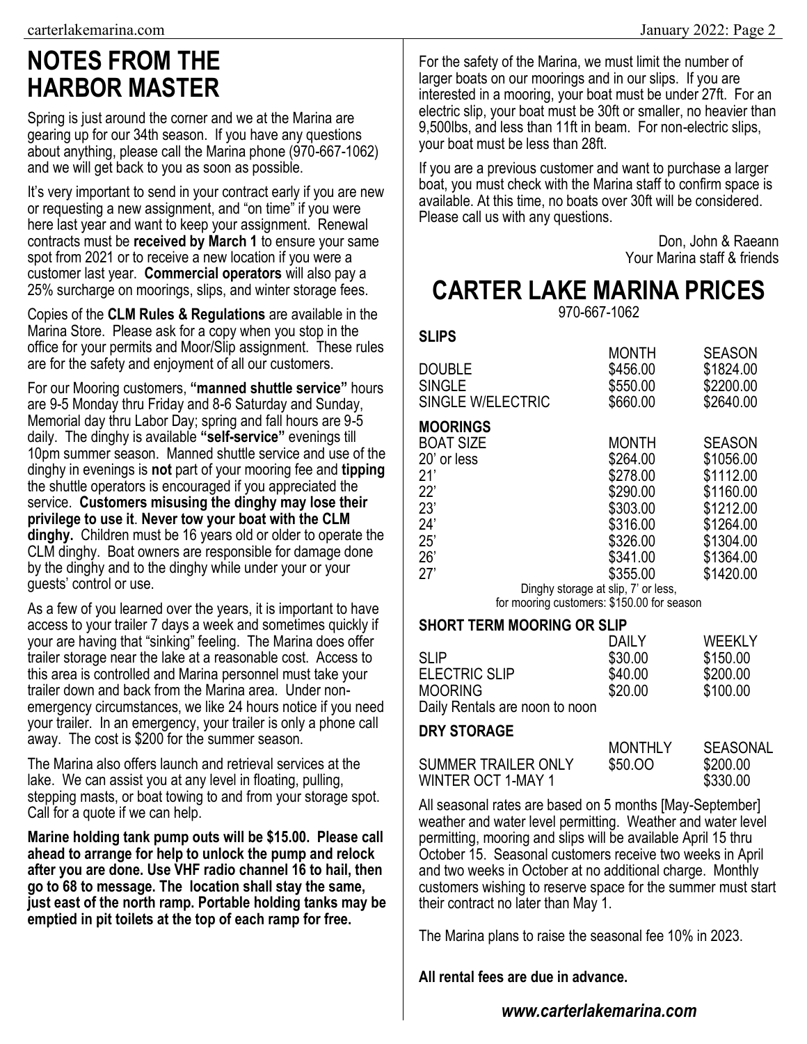# NOTES FROM THE HARBOR MASTER

Spring is just around the corner and we at the Marina are gearing up for our 34th season. If you have any questions about anything, please call the Marina phone (970-667-1062) and we will get back to you as soon as possible.

It's very important to send in your contract early if you are new or requesting a new assignment, and "on time" if you were here last year and want to keep your assignment. Renewal contracts must be **received by March 1** to ensure your same spot from 2021 or to receive a new location if you were a customer last year. **Commercial operators** will also pay a 25% surcharge on moorings, slips, and winter storage fees.

Copies of the **CLM Rules & Regulations** are available in the Marina Store. Please ask for a copy when you stop in the office for your permits and Moor/Slip assignment. These rules are for the safety and enjoyment of all our customers.

For our Mooring customers, **"manned shuttle service"** hours are 9-5 Monday thru Friday and 8-6 Saturday and Sunday, Memorial day thru Labor Day; spring and fall hours are 9-5 daily. The dinghy is available **"self-service"** evenings till 10pm summer season. Manned shuttle service and use of the dinghy in evenings is **not** part of your mooring fee and **tipping** the shuttle operators is encouraged if you appreciated the service. **Customers misusing the dinghy may lose their privilege to use it**. **Never tow your boat with the CLM dinghy.** Children must be 16 years old or older to operate the CLM dinghy. Boat owners are responsible for damage done by the dinghy and to the dinghy while under your or your guests' control or use.

As a few of you learned over the years, it is important to have access to your trailer 7 days a week and sometimes quickly if your are having that "sinking" feeling. The Marina does offer trailer storage near the lake at a reasonable cost. Access to this area is controlled and Marina personnel must take your trailer down and back from the Marina area. Under non-emergency circumstances, we like 24 hours notice if you need your trailer. In an emergency, your trailer is only a phone call away. The cost is $200 for the summer season.

The Marina also offers launch and retrieval services at the lake. We can assist you at any level in floating, pulling, stepping masts, or boat towing to and from your storage spot. Call for a quote if we can help.

**Marine holding tank pump outs will be $15.00. Please call ahead to arrange for help to unlock the pump and relock after you are done. Use VHF radio channel 16 to hail, then go to 68 to message. The location shall stay the same, just east of the north ramp. Portable holding tanks may be emptied in pit toilets at the top of each ramp for free.**

For the safety of the Marina, we must limit the number of larger boats on our moorings and in our slips. If you are interested in a mooring, your boat must be under 27ft. For an electric slip, your boat must be 30ft or smaller, no heavier than 9,500lbs, and less than 11ft in beam. For non-electric slips, your boat must be less than 28ft.

If you are a previous customer and want to purchase a larger boat, you must check with the Marina staff to confirm space is available. At this time, no boats over 30ft will be considered. Please call us with any questions.

Don, John & Raeann
Your Marina staff & friends

# CARTER LAKE MARINA PRICES

970-667-1062

**SLIPS**

| | MONTH | SEASON |
|---|---|---|
| DOUBLE | $456.00 | $1824.00 |
| SINGLE | $550.00 | $2200.00 |
| SINGLE W/ELECTRIC | $660.00 | $2640.00 |

**MOORINGS**

| BOAT SIZE | MONTH | SEASON |
|---|---|---|
| 20' or less | $264.00 | $1056.00 |
| 21' | $278.00 | $1112.00 |
| 22' | $290.00 | $1160.00 |
| 23' | $303.00 | $1212.00 |
| 24' | $316.00 | $1264.00 |
| 25' | $326.00 | $1304.00 |
| 26' | $341.00 | $1364.00 |
| 27' | $355.00 | $1420.00 |

Dinghy storage at slip, 7' or less, for mooring customers: $150.00 for season

**SHORT TERM MOORING OR SLIP**

| | DAILY | WEEKLY |
|---|---|---|
| SLIP | $30.00 | $150.00 |
| ELECTRIC SLIP | $40.00 | $200.00 |
| MOORING | $20.00 | $100.00 |

Daily Rentals are noon to noon

**DRY STORAGE**

| | MONTHLY | SEASONAL |
|---|---|---|
| SUMMER TRAILER ONLY | $50.OO | $200.00 |
| WINTER OCT 1-MAY 1 | | $330.00 |

All seasonal rates are based on 5 months [May-September] weather and water level permitting. Weather and water level permitting, mooring and slips will be available April 15 thru October 15. Seasonal customers receive two weeks in April and two weeks in October at no additional charge. Monthly customers wishing to reserve space for the summer must start their contract no later than May 1.

The Marina plans to raise the seasonal fee 10% in 2023.

**All rental fees are due in advance.**

***www.carterlakemarina.com***